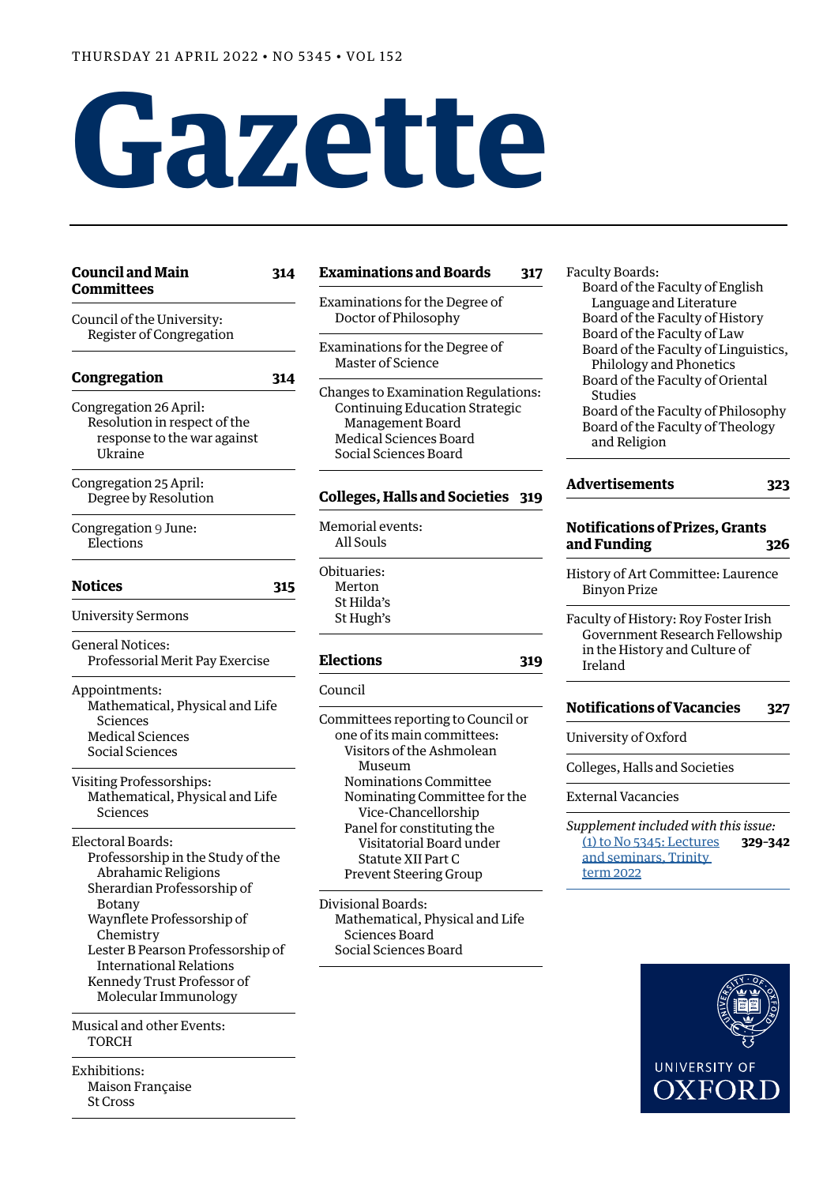THURSDAY 21 APRIL 2022 • NO 5345 • VOL 152

# Gazette

**Council and Main Committees** 314

Council of the University:
- Register of Congregation

**Congregation** 314

Congregation 26 April:
- Resolution in respect of the response to the war against Ukraine

Congregation 25 April:
- Degree by Resolution

Congregation 9 June:
- Elections

**Notices** 315

University Sermons

General Notices:
- Professorial Merit Pay Exercise

Appointments:
- Mathematical, Physical and Life Sciences
- Medical Sciences
- Social Sciences

Visiting Professorships:
- Mathematical, Physical and Life Sciences

Electoral Boards:
- Professorship in the Study of the Abrahamic Religions
- Sherardian Professorship of Botany
- Waynflete Professorship of Chemistry
- Lester B Pearson Professorship of International Relations
- Kennedy Trust Professor of Molecular Immunology

Musical and other Events:
- TORCH

Exhibitions:
- Maison Française
- St Cross

**Examinations and Boards** 317

Examinations for the Degree of Doctor of Philosophy

Examinations for the Degree of Master of Science

Changes to Examination Regulations:
- Continuing Education Strategic Management Board
- Medical Sciences Board
- Social Sciences Board

**Colleges, Halls and Societies** 319

Memorial events:
- All Souls

Obituaries:
- Merton
- St Hilda's
- St Hugh's

**Elections** 319

Council

Committees reporting to Council or one of its main committees:
- Visitors of the Ashmolean Museum
- Nominations Committee
- Nominating Committee for the Vice-Chancellorship
- Panel for constituting the Visitatorial Board under Statute XII Part C
- Prevent Steering Group

Divisional Boards:
- Mathematical, Physical and Life Sciences Board
- Social Sciences Board

Faculty Boards:
- Board of the Faculty of English Language and Literature
- Board of the Faculty of History
- Board of the Faculty of Law
- Board of the Faculty of Linguistics, Philology and Phonetics
- Board of the Faculty of Oriental Studies
- Board of the Faculty of Philosophy
- Board of the Faculty of Theology and Religion

**Advertisements** 323

**Notifications of Prizes, Grants and Funding** 326

History of Art Committee: Laurence Binyon Prize

Faculty of History: Roy Foster Irish Government Research Fellowship in the History and Culture of Ireland

**Notifications of Vacancies** 327

University of Oxford

Colleges, Halls and Societies

External Vacancies

*Supplement included with this issue:*
(1) to No 5345: Lectures and seminars, Trinity term 2022 329–342

UNIVERSITY OF OXFORD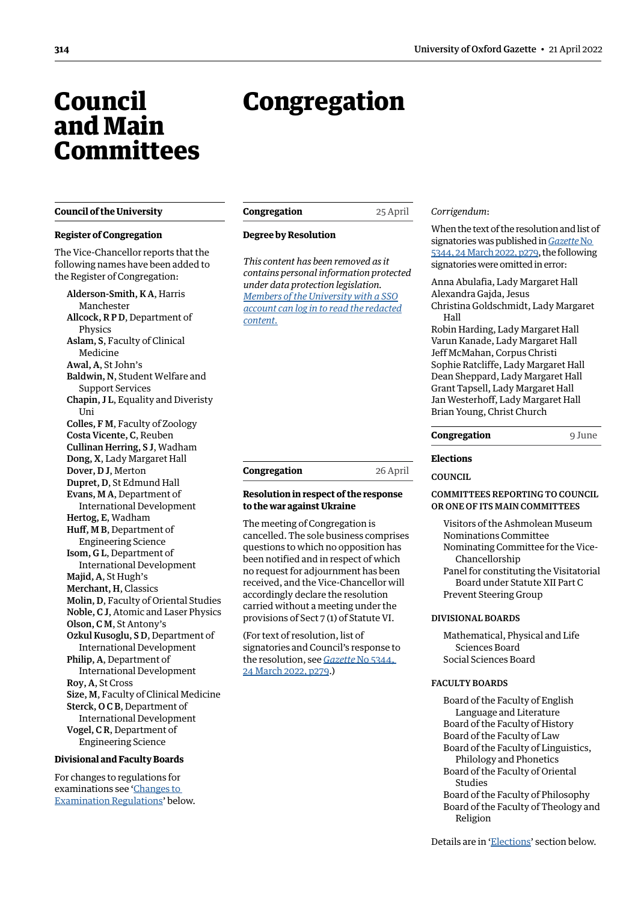# Council and Main Committees

## Council of the University

### Register of Congregation

The Vice-Chancellor reports that the following names have been added to the Register of Congregation:

**Alderson-Smith, K A**, Harris Manchester
**Allcock, R P D**, Department of Physics
**Aslam, S**, Faculty of Clinical Medicine
**Awal, A**, St John's
**Baldwin, N**, Student Welfare and Support Services
**Chapin, J L**, Equality and Diveristy Uni
**Colles, F M**, Faculty of Zoology
**Costa Vicente, C**, Reuben
**Cullinan Herring, S J**, Wadham
**Dong, X**, Lady Margaret Hall
**Dover, D J**, Merton
**Dupret, D**, St Edmund Hall
**Evans, M A**, Department of International Development
**Hertog, E**, Wadham
**Huff, M B**, Department of Engineering Science
**Isom, G L**, Department of International Development
**Majid, A**, St Hugh's
**Merchant, H**, Classics
**Molin, D**, Faculty of Oriental Studies
**Noble, C J**, Atomic and Laser Physics
**Olson, C M**, St Antony's
**Ozkul Kusoglu, S D**, Department of International Development
**Philip, A**, Department of International Development
**Roy, A**, St Cross
**Size, M**, Faculty of Clinical Medicine
**Sterck, O C B**, Department of International Development
**Vogel, C R**, Department of Engineering Science

### Divisional and Faculty Boards

For changes to regulations for examinations see 'Changes to Examination Regulations' below.

# Congregation

## Congregation — 25 April

### Degree by Resolution

*This content has been removed as it contains personal information protected under data protection legislation. Members of the University with a SSO account can log in to read the redacted content.*

## Congregation — 26 April

### Resolution in respect of the response to the war against Ukraine

The meeting of Congregation is cancelled. The sole business comprises questions to which no opposition has been notified and in respect of which no request for adjournment has been received, and the Vice-Chancellor will accordingly declare the resolution carried without a meeting under the provisions of Sect 7 (1) of Statute VI.

(For text of resolution, list of signatories and Council's response to the resolution, see *Gazette* No 5344, 24 March 2022, p279.)

*Corrigendum*:

When the text of the resolution and list of signatories was published in *Gazette* No 5344, 24 March 2022, p279, the following signatories were omitted in error:

Anna Abulafia, Lady Margaret Hall
Alexandra Gajda, Jesus
Christina Goldschmidt, Lady Margaret Hall
Robin Harding, Lady Margaret Hall
Varun Kanade, Lady Margaret Hall
Jeff McMahan, Corpus Christi
Sophie Ratcliffe, Lady Margaret Hall
Dean Sheppard, Lady Margaret Hall
Grant Tapsell, Lady Margaret Hall
Jan Westerhoff, Lady Margaret Hall
Brian Young, Christ Church

## Congregation — 9 June

### Elections

COUNCIL

COMMITTEES REPORTING TO COUNCIL OR ONE OF ITS MAIN COMMITTEES

- Visitors of the Ashmolean Museum
- Nominations Committee
- Nominating Committee for the Vice-Chancellorship
- Panel for constituting the Visitatorial Board under Statute XII Part C
- Prevent Steering Group

DIVISIONAL BOARDS

- Mathematical, Physical and Life Sciences Board
- Social Sciences Board

FACULTY BOARDS

- Board of the Faculty of English Language and Literature
- Board of the Faculty of History
- Board of the Faculty of Law
- Board of the Faculty of Linguistics, Philology and Phonetics
- Board of the Faculty of Oriental Studies
- Board of the Faculty of Philosophy
- Board of the Faculty of Theology and Religion

Details are in 'Elections' section below.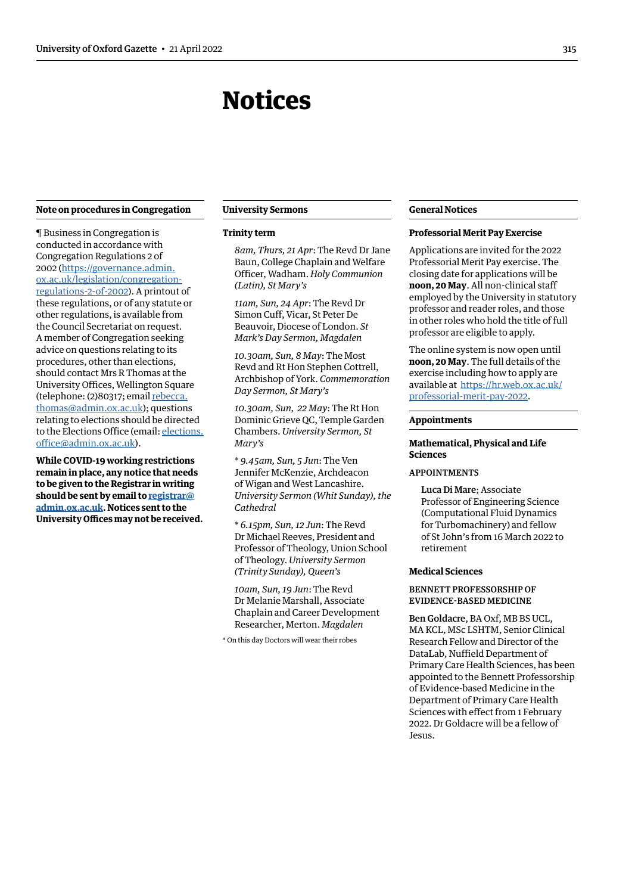# Notices

## Note on procedures in Congregation

¶ Business in Congregation is conducted in accordance with Congregation Regulations 2 of 2002 (https://governance.admin.ox.ac.uk/legislation/congregation-regulations-2-of-2002). A printout of these regulations, or of any statute or other regulations, is available from the Council Secretariat on request. A member of Congregation seeking advice on questions relating to its procedures, other than elections, should contact Mrs R Thomas at the University Offices, Wellington Square (telephone: (2)80317; email rebecca.thomas@admin.ox.ac.uk); questions relating to elections should be directed to the Elections Office (email: elections.office@admin.ox.ac.uk).

**While COVID-19 working restrictions remain in place, any notice that needs to be given to the Registrar in writing should be sent by email to registrar@admin.ox.ac.uk. Notices sent to the University Offices may not be received.**

## University Sermons

### Trinity term

*8am, Thurs, 21 Apr*: The Revd Dr Jane Baun, College Chaplain and Welfare Officer, Wadham. *Holy Communion (Latin), St Mary's*

*11am, Sun, 24 Apr*: The Revd Dr Simon Cuff, Vicar, St Peter De Beauvoir, Diocese of London. *St Mark's Day Sermon, Magdalen*

*10.30am, Sun, 8 May*: The Most Revd and Rt Hon Stephen Cottrell, Archbishop of York. *Commemoration Day Sermon, St Mary's*

*10.30am, Sun, 22 May*: The Rt Hon Dominic Grieve QC, Temple Garden Chambers. *University Sermon, St Mary's*

* *9.45am, Sun, 5 Jun*: The Ven Jennifer McKenzie, Archdeacon of Wigan and West Lancashire. *University Sermon (Whit Sunday), the Cathedral*

* *6.15pm, Sun, 12 Jun*: The Revd Dr Michael Reeves, President and Professor of Theology, Union School of Theology. *University Sermon (Trinity Sunday), Queen's*

*10am, Sun, 19 Jun*: The Revd Dr Melanie Marshall, Associate Chaplain and Career Development Researcher, Merton. *Magdalen*

* On this day Doctors will wear their robes

## General Notices

### Professorial Merit Pay Exercise

Applications are invited for the 2022 Professorial Merit Pay exercise. The closing date for applications will be **noon, 20 May**. All non-clinical staff employed by the University in statutory professor and reader roles, and those in other roles who hold the title of full professor are eligible to apply.

The online system is now open until **noon, 20 May**. The full details of the exercise including how to apply are available at https://hr.web.ox.ac.uk/professorial-merit-pay-2022.

## Appointments

### Mathematical, Physical and Life Sciences

APPOINTMENTS

**Luca Di Mare**; Associate Professor of Engineering Science (Computational Fluid Dynamics for Turbomachinery) and fellow of St John's from 16 March 2022 to retirement

### Medical Sciences

BENNETT PROFESSORSHIP OF EVIDENCE-BASED MEDICINE

**Ben Goldacre**, BA Oxf, MB BS UCL, MA KCL, MSc LSHTM, Senior Clinical Research Fellow and Director of the DataLab, Nuffield Department of Primary Care Health Sciences, has been appointed to the Bennett Professorship of Evidence-based Medicine in the Department of Primary Care Health Sciences with effect from 1 February 2022. Dr Goldacre will be a fellow of Jesus.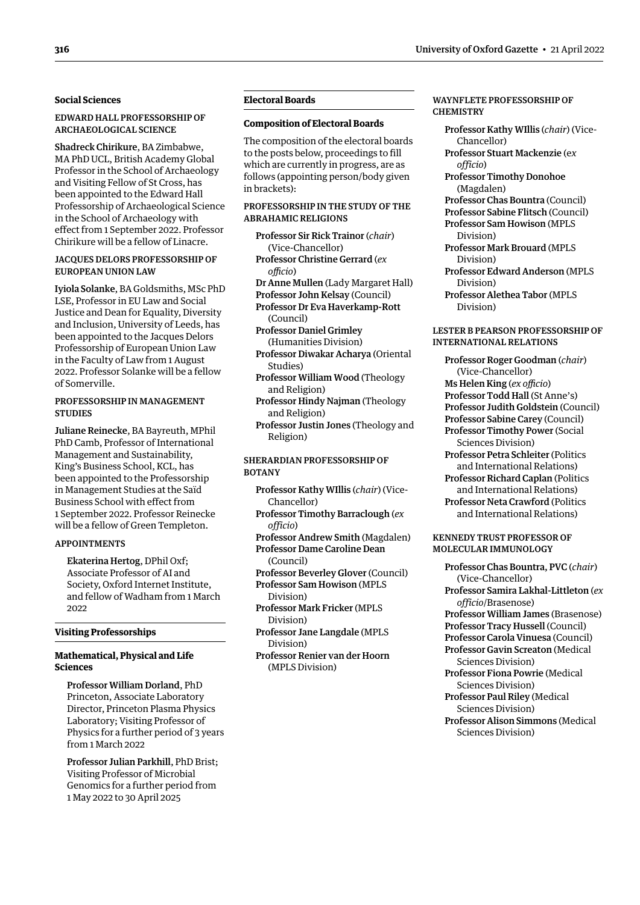## Social Sciences

### EDWARD HALL PROFESSORSHIP OF ARCHAEOLOGICAL SCIENCE

**Shadreck Chirikure**, BA Zimbabwe, MA PhD UCL, British Academy Global Professor in the School of Archaeology and Visiting Fellow of St Cross, has been appointed to the Edward Hall Professorship of Archaeological Science in the School of Archaeology with effect from 1 September 2022. Professor Chirikure will be a fellow of Linacre.

### JACQUES DELORS PROFESSORSHIP OF EUROPEAN UNION LAW

**Iyiola Solanke**, BA Goldsmiths, MSc PhD LSE, Professor in EU Law and Social Justice and Dean for Equality, Diversity and Inclusion, University of Leeds, has been appointed to the Jacques Delors Professorship of European Union Law in the Faculty of Law from 1 August 2022. Professor Solanke will be a fellow of Somerville.

### PROFESSORSHIP IN MANAGEMENT STUDIES

**Juliane Reinecke**, BA Bayreuth, MPhil PhD Camb, Professor of International Management and Sustainability, King's Business School, KCL, has been appointed to the Professorship in Management Studies at the Saïd Business School with effect from 1 September 2022. Professor Reinecke will be a fellow of Green Templeton.

### APPOINTMENTS

**Ekaterina Hertog**, DPhil Oxf; Associate Professor of AI and Society, Oxford Internet Institute, and fellow of Wadham from 1 March 2022

## Visiting Professorships

### Mathematical, Physical and Life Sciences

**Professor William Dorland**, PhD Princeton, Associate Laboratory Director, Princeton Plasma Physics Laboratory; Visiting Professor of Physics for a further period of 3 years from 1 March 2022

**Professor Julian Parkhill**, PhD Brist; Visiting Professor of Microbial Genomics for a further period from 1 May 2022 to 30 April 2025

## Electoral Boards

### Composition of Electoral Boards

The composition of the electoral boards to the posts below, proceedings to fill which are currently in progress, are as follows (appointing person/body given in brackets):

#### PROFESSORSHIP IN THE STUDY OF THE ABRAHAMIC RELIGIONS

**Professor Sir Rick Trainor** (*chair*) (Vice-Chancellor)
**Professor Christine Gerrard** (*ex officio*)
**Dr Anne Mullen** (Lady Margaret Hall)
**Professor John Kelsay** (Council)
**Professor Dr Eva Haverkamp-Rott** (Council)
**Professor Daniel Grimley** (Humanities Division)
**Professor Diwakar Acharya** (Oriental Studies)
**Professor William Wood** (Theology and Religion)
**Professor Hindy Najman** (Theology and Religion)
**Professor Justin Jones** (Theology and Religion)

#### SHERARDIAN PROFESSORSHIP OF BOTANY

**Professor Kathy WIllis** (*chair*) (Vice-Chancellor)
**Professor Timothy Barraclough** (*ex officio*)
**Professor Andrew Smith** (Magdalen)
**Professor Dame Caroline Dean** (Council)
**Professor Beverley Glover** (Council)
**Professor Sam Howison** (MPLS Division)
**Professor Mark Fricker** (MPLS Division)
**Professor Jane Langdale** (MPLS Division)
**Professor Renier van der Hoorn** (MPLS Division)

#### WAYNFLETE PROFESSORSHIP OF CHEMISTRY

**Professor Kathy WIllis** (*chair*) (Vice-Chancellor)
**Professor Stuart Mackenzie** (*ex officio*)
**Professor Timothy Donohoe** (Magdalen)
**Professor Chas Bountra** (Council)
**Professor Sabine Flitsch** (Council)
**Professor Sam Howison** (MPLS Division)
**Professor Mark Brouard** (MPLS Division)
**Professor Edward Anderson** (MPLS Division)
**Professor Alethea Tabor** (MPLS Division)

#### LESTER B PEARSON PROFESSORSHIP OF INTERNATIONAL RELATIONS

**Professor Roger Goodman** (*chair*) (Vice-Chancellor)
**Ms Helen King** (*ex officio*)
**Professor Todd Hall** (St Anne's)
**Professor Judith Goldstein** (Council)
**Professor Sabine Carey** (Council)
**Professor Timothy Power** (Social Sciences Division)
**Professor Petra Schleiter** (Politics and International Relations)
**Professor Richard Caplan** (Politics and International Relations)
**Professor Neta Crawford** (Politics and International Relations)

#### KENNEDY TRUST PROFESSOR OF MOLECULAR IMMUNOLOGY

**Professor Chas Bountra, PVC** (*chair*) (Vice-Chancellor)
**Professor Samira Lakhal-Littleton** (*ex officio*/Brasenose)
**Professor William James** (Brasenose)
**Professor Tracy Hussell** (Council)
**Professor Carola Vinuesa** (Council)
**Professor Gavin Screaton** (Medical Sciences Division)
**Professor Fiona Powrie** (Medical Sciences Division)
**Professor Paul Riley** (Medical Sciences Division)
**Professor Alison Simmons** (Medical Sciences Division)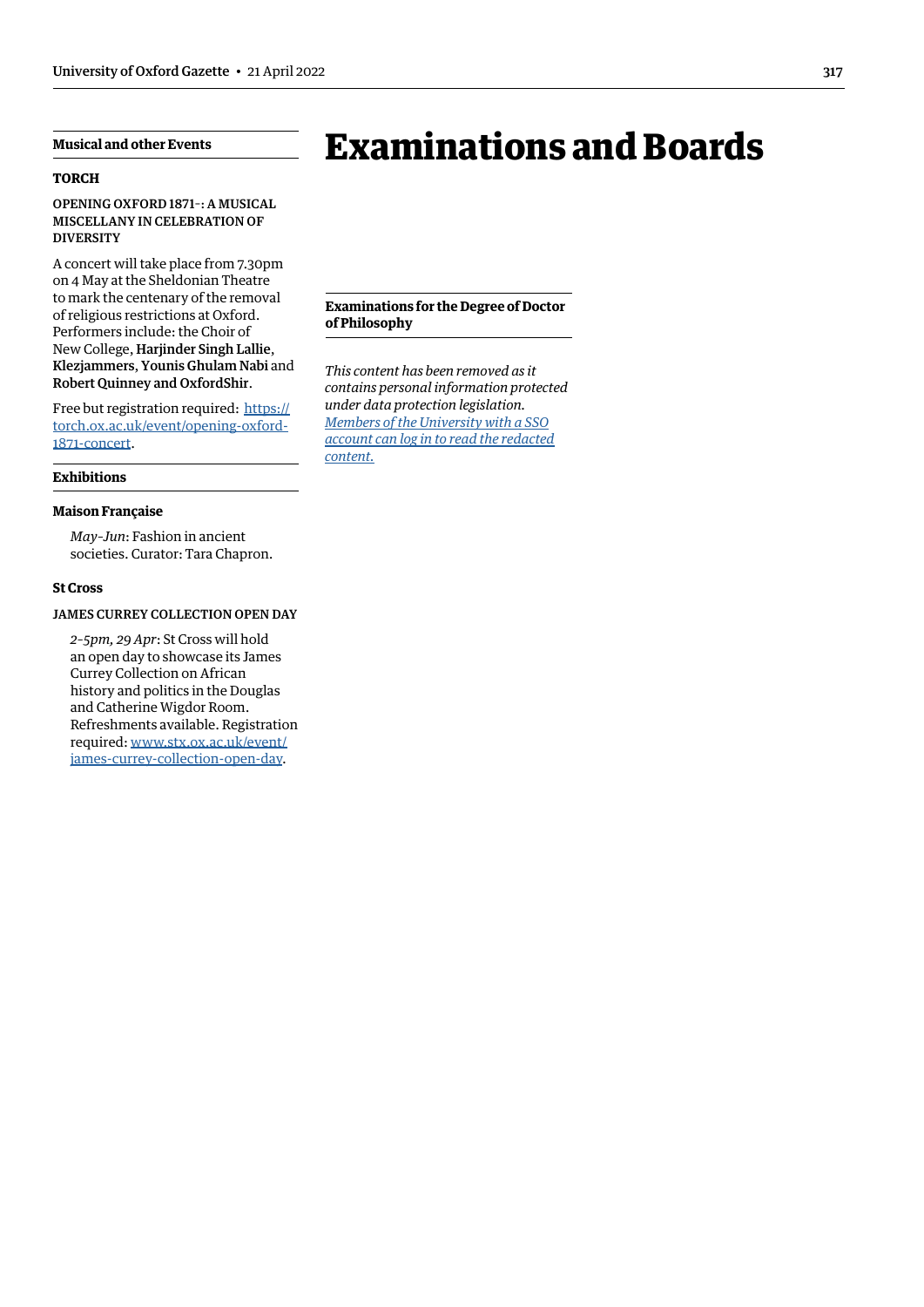## Musical and other Events

### TORCH

#### OPENING OXFORD 1871–: A MUSICAL MISCELLANY IN CELEBRATION OF DIVERSITY

A concert will take place from 7.30pm on 4 May at the Sheldonian Theatre to mark the centenary of the removal of religious restrictions at Oxford. Performers include: the Choir of New College, **Harjinder Singh Lallie**, **Klezjammers**, **Younis Ghulam Nabi** and **Robert Quinney and OxfordShir**.

Free but registration required: https://torch.ox.ac.uk/event/opening-oxford-1871-concert.

## Exhibitions

### Maison Française

*May–Jun*: Fashion in ancient societies. Curator: Tara Chapron.

### St Cross

#### JAMES CURREY COLLECTION OPEN DAY

*2–5pm, 29 Apr*: St Cross will hold an open day to showcase its James Currey Collection on African history and politics in the Douglas and Catherine Wigdor Room. Refreshments available. Registration required: www.stx.ox.ac.uk/event/james-currey-collection-open-day.

# Examinations and Boards

## Examinations for the Degree of Doctor of Philosophy

*This content has been removed as it contains personal information protected under data protection legislation. Members of the University with a SSO account can log in to read the redacted content.*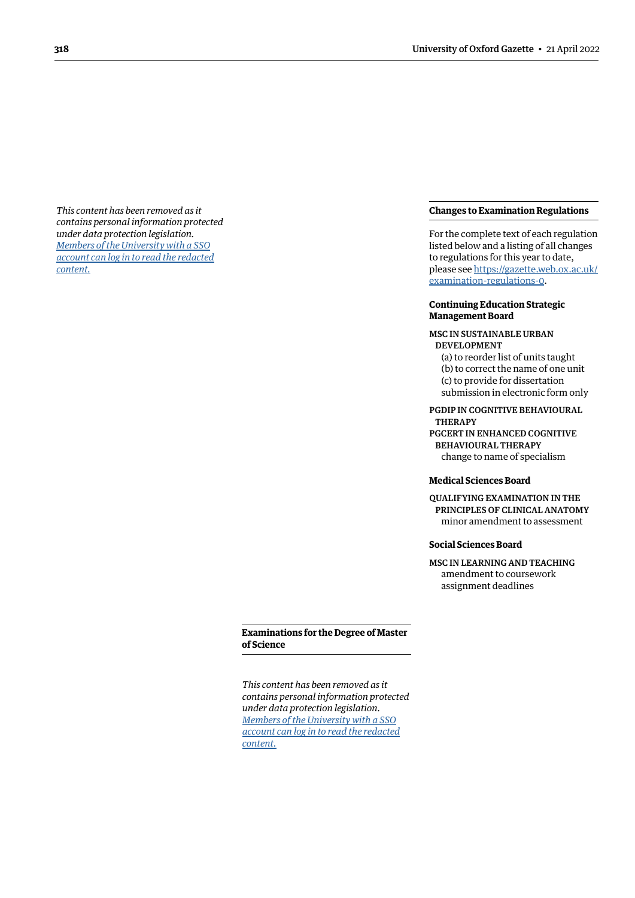*This content has been removed as it contains personal information protected under data protection legislation. [Members of the University with a SSO account can log in to read the redacted content.]*

## Changes to Examination Regulations

For the complete text of each regulation listed below and a listing of all changes to regulations for this year to date, please see https://gazette.web.ox.ac.uk/examination-regulations-0.

### Continuing Education Strategic Management Board

MSC IN SUSTAINABLE URBAN DEVELOPMENT
(a) to reorder list of units taught
(b) to correct the name of one unit
(c) to provide for dissertation submission in electronic form only

PGDIP IN COGNITIVE BEHAVIOURAL THERAPY
PGCERT IN ENHANCED COGNITIVE BEHAVIOURAL THERAPY
change to name of specialism

### Medical Sciences Board

QUALIFYING EXAMINATION IN THE PRINCIPLES OF CLINICAL ANATOMY
minor amendment to assessment

### Social Sciences Board

MSC IN LEARNING AND TEACHING
amendment to coursework assignment deadlines

## Examinations for the Degree of Master of Science

*This content has been removed as it contains personal information protected under data protection legislation. [Members of the University with a SSO account can log in to read the redacted content.]*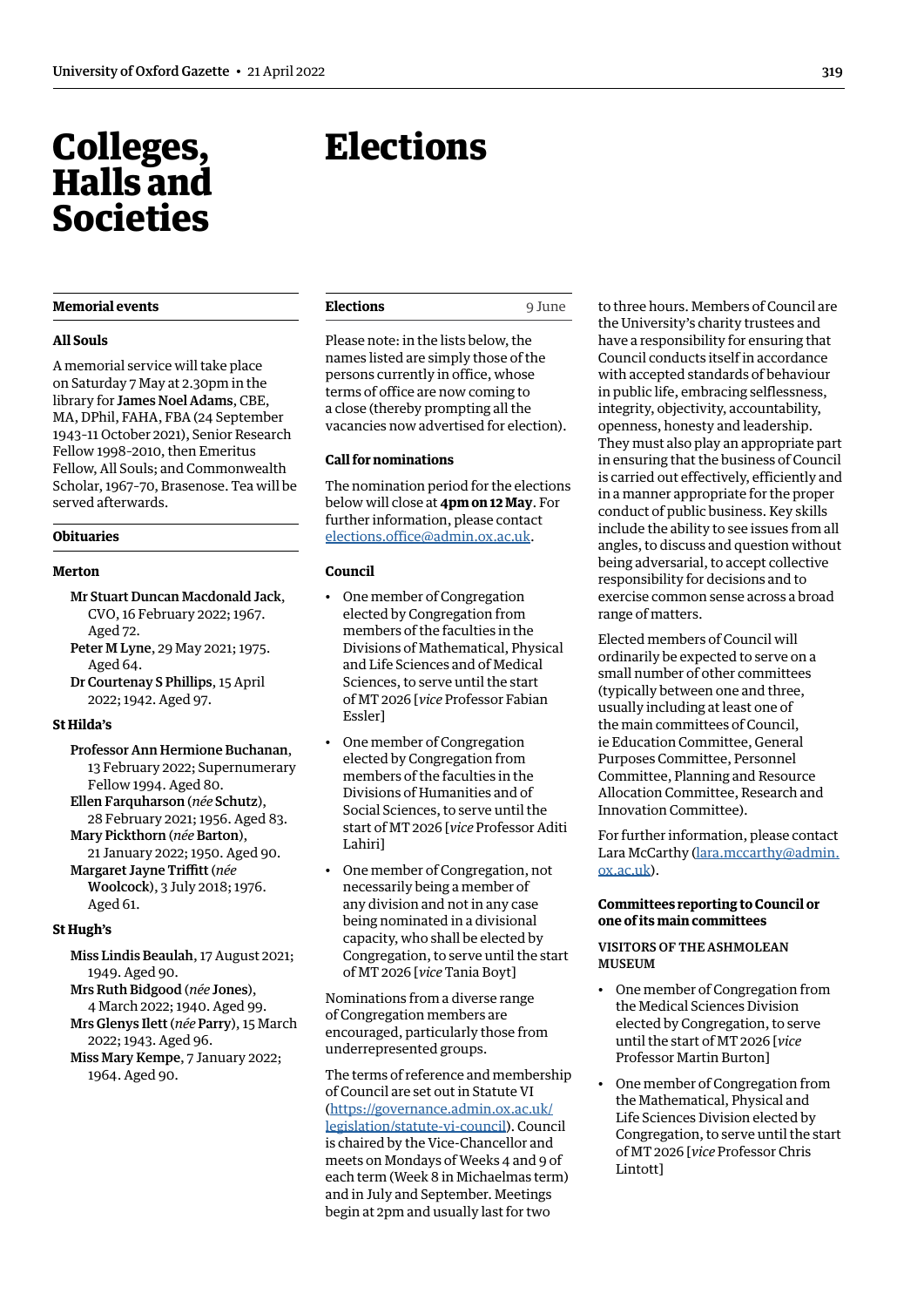# Colleges, Halls and Societies

## Memorial events

### All Souls

A memorial service will take place on Saturday 7 May at 2.30pm in the library for **James Noel Adams**, CBE, MA, DPhil, FAHA, FBA (24 September 1943–11 October 2021), Senior Research Fellow 1998-2010, then Emeritus Fellow, All Souls; and Commonwealth Scholar, 1967–70, Brasenose. Tea will be served afterwards.

## Obituaries

### Merton

**Mr Stuart Duncan Macdonald Jack**, CVO, 16 February 2022; 1967. Aged 72.
**Peter M Lyne**, 29 May 2021; 1975. Aged 64.
**Dr Courtenay S Phillips**, 15 April 2022; 1942. Aged 97.

### St Hilda's

**Professor Ann Hermione Buchanan**, 13 February 2022; Supernumerary Fellow 1994. Aged 80.
**Ellen Farquharson** (*née* **Schutz**), 28 February 2021; 1956. Aged 83.
**Mary Pickthorn** (*née* **Barton**), 21 January 2022; 1950. Aged 90.
**Margaret Jayne Triffitt** (*née* **Woolcock**), 3 July 2018; 1976. Aged 61.

### St Hugh's

**Miss Lindis Beaulah**, 17 August 2021; 1949. Aged 90.
**Mrs Ruth Bidgood** (*née* **Jones**), 4 March 2022; 1940. Aged 99.
**Mrs Glenys Ilett** (*née* **Parry**), 15 March 2022; 1943. Aged 96.
**Miss Mary Kempe**, 7 January 2022; 1964. Aged 90.

# Elections

## Elections — 9 June

Please note: in the lists below, the names listed are simply those of the persons currently in office, whose terms of office are now coming to a close (thereby prompting all the vacancies now advertised for election).

### Call for nominations

The nomination period for the elections below will close at **4pm on 12 May**. For further information, please contact elections.office@admin.ox.ac.uk.

### Council

- One member of Congregation elected by Congregation from members of the faculties in the Divisions of Mathematical, Physical and Life Sciences and of Medical Sciences, to serve until the start of MT 2026 [*vice* Professor Fabian Essler]
- One member of Congregation elected by Congregation from members of the faculties in the Divisions of Humanities and of Social Sciences, to serve until the start of MT 2026 [*vice* Professor Aditi Lahiri]
- One member of Congregation, not necessarily being a member of any division and not in any case being nominated in a divisional capacity, who shall be elected by Congregation, to serve until the start of MT 2026 [*vice* Tania Boyt]

Nominations from a diverse range of Congregation members are encouraged, particularly those from underrepresented groups.

The terms of reference and membership of Council are set out in Statute VI (https://governance.admin.ox.ac.uk/legislation/statute-vi-council). Council is chaired by the Vice-Chancellor and meets on Mondays of Weeks 4 and 9 of each term (Week 8 in Michaelmas term) and in July and September. Meetings begin at 2pm and usually last for two to three hours. Members of Council are the University's charity trustees and have a responsibility for ensuring that Council conducts itself in accordance with accepted standards of behaviour in public life, embracing selflessness, integrity, objectivity, accountability, openness, honesty and leadership. They must also play an appropriate part in ensuring that the business of Council is carried out effectively, efficiently and in a manner appropriate for the proper conduct of public business. Key skills include the ability to see issues from all angles, to discuss and question without being adversarial, to accept collective responsibility for decisions and to exercise common sense across a broad range of matters.

Elected members of Council will ordinarily be expected to serve on a small number of other committees (typically between one and three, usually including at least one of the main committees of Council, ie Education Committee, General Purposes Committee, Personnel Committee, Planning and Resource Allocation Committee, Research and Innovation Committee).

For further information, please contact Lara McCarthy (lara.mccarthy@admin.ox.ac.uk).

### Committees reporting to Council or one of its main committees

#### VISITORS OF THE ASHMOLEAN MUSEUM

- One member of Congregation from the Medical Sciences Division elected by Congregation, to serve until the start of MT 2026 [*vice* Professor Martin Burton]
- One member of Congregation from the Mathematical, Physical and Life Sciences Division elected by Congregation, to serve until the start of MT 2026 [*vice* Professor Chris Lintott]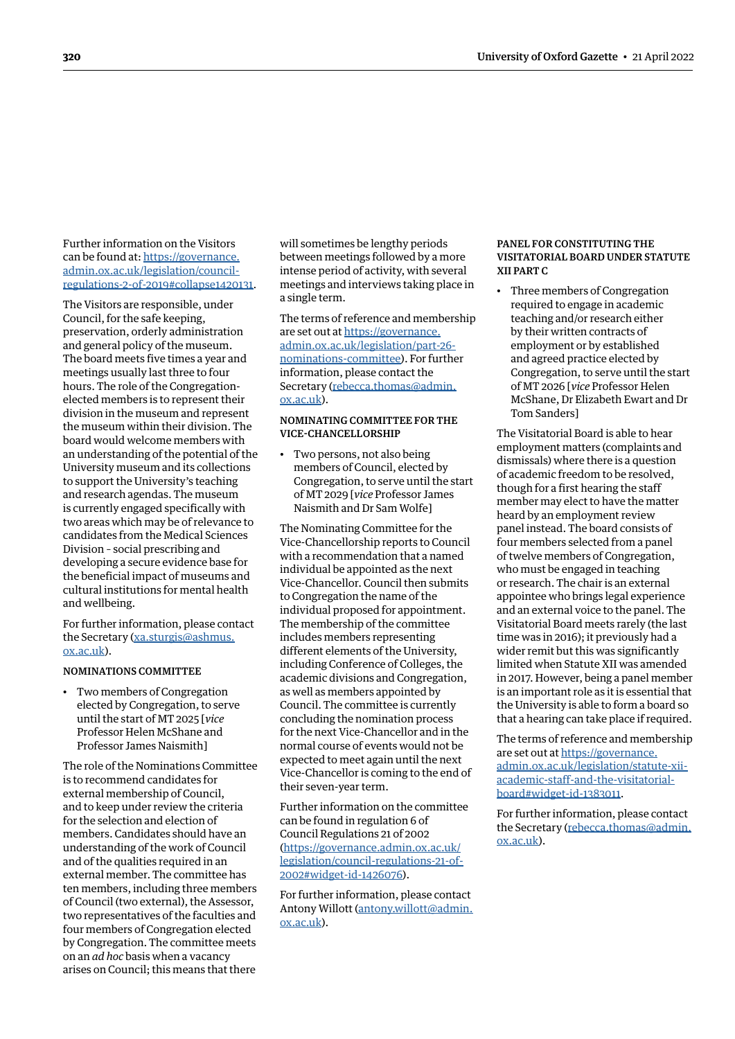Further information on the Visitors can be found at: [https://governance.admin.ox.ac.uk/legislation/council-regulations-2-of-2019#collapse1420131](https://governance.admin.ox.ac.uk/legislation/council-regulations-2-of-2019#collapse1420131).

The Visitors are responsible, under Council, for the safe keeping, preservation, orderly administration and general policy of the museum. The board meets five times a year and meetings usually last three to four hours. The role of the Congregation-elected members is to represent their division in the museum and represent the museum within their division. The board would welcome members with an understanding of the potential of the University museum and its collections to support the University's teaching and research agendas. The museum is currently engaged specifically with two areas which may be of relevance to candidates from the Medical Sciences Division - social prescribing and developing a secure evidence base for the beneficial impact of museums and cultural institutions for mental health and wellbeing.

For further information, please contact the Secretary ([xa.sturgis@ashmus.ox.ac.uk](mailto:xa.sturgis@ashmus.ox.ac.uk)).

### NOMINATIONS COMMITTEE

- Two members of Congregation elected by Congregation, to serve until the start of MT 2025 [*vice* Professor Helen McShane and Professor James Naismith]

The role of the Nominations Committee is to recommend candidates for external membership of Council, and to keep under review the criteria for the selection and election of members. Candidates should have an understanding of the work of Council and of the qualities required in an external member. The committee has ten members, including three members of Council (two external), the Assessor, two representatives of the faculties and four members of Congregation elected by Congregation. The committee meets on an *ad hoc* basis when a vacancy arises on Council; this means that there will sometimes be lengthy periods between meetings followed by a more intense period of activity, with several meetings and interviews taking place in a single term.

The terms of reference and membership are set out at [https://governance.admin.ox.ac.uk/legislation/part-26-nominations-committee](https://governance.admin.ox.ac.uk/legislation/part-26-nominations-committee). For further information, please contact the Secretary ([rebecca.thomas@admin.ox.ac.uk](mailto:rebecca.thomas@admin.ox.ac.uk)).

### NOMINATING COMMITTEE FOR THE VICE-CHANCELLORSHIP

- Two persons, not also being members of Council, elected by Congregation, to serve until the start of MT 2029 [*vice* Professor James Naismith and Dr Sam Wolfe]

The Nominating Committee for the Vice-Chancellorship reports to Council with a recommendation that a named individual be appointed as the next Vice-Chancellor. Council then submits to Congregation the name of the individual proposed for appointment. The membership of the committee includes members representing different elements of the University, including Conference of Colleges, the academic divisions and Congregation, as well as members appointed by Council. The committee is currently concluding the nomination process for the next Vice-Chancellor and in the normal course of events would not be expected to meet again until the next Vice-Chancellor is coming to the end of their seven-year term.

Further information on the committee can be found in regulation 6 of Council Regulations 21 of 2002 ([https://governance.admin.ox.ac.uk/legislation/council-regulations-21-of-2002#widget-id-1426076](https://governance.admin.ox.ac.uk/legislation/council-regulations-21-of-2002#widget-id-1426076)).

For further information, please contact Antony Willott ([antony.willott@admin.ox.ac.uk](mailto:antony.willott@admin.ox.ac.uk)).

### PANEL FOR CONSTITUTING THE VISITATORIAL BOARD UNDER STATUTE XII PART C

- Three members of Congregation required to engage in academic teaching and/or research either by their written contracts of employment or by established and agreed practice elected by Congregation, to serve until the start of MT 2026 [*vice* Professor Helen McShane, Dr Elizabeth Ewart and Dr Tom Sanders]

The Visitatorial Board is able to hear employment matters (complaints and dismissals) where there is a question of academic freedom to be resolved, though for a first hearing the staff member may elect to have the matter heard by an employment review panel instead. The board consists of four members selected from a panel of twelve members of Congregation, who must be engaged in teaching or research. The chair is an external appointee who brings legal experience and an external voice to the panel. The Visitatorial Board meets rarely (the last time was in 2016); it previously had a wider remit but this was significantly limited when Statute XII was amended in 2017. However, being a panel member is an important role as it is essential that the University is able to form a board so that a hearing can take place if required.

The terms of reference and membership are set out at [https://governance.admin.ox.ac.uk/legislation/statute-xii-academic-staff-and-the-visitatorial-board#widget-id-1383011](https://governance.admin.ox.ac.uk/legislation/statute-xii-academic-staff-and-the-visitatorial-board#widget-id-1383011).

For further information, please contact the Secretary ([rebecca.thomas@admin.ox.ac.uk](mailto:rebecca.thomas@admin.ox.ac.uk)).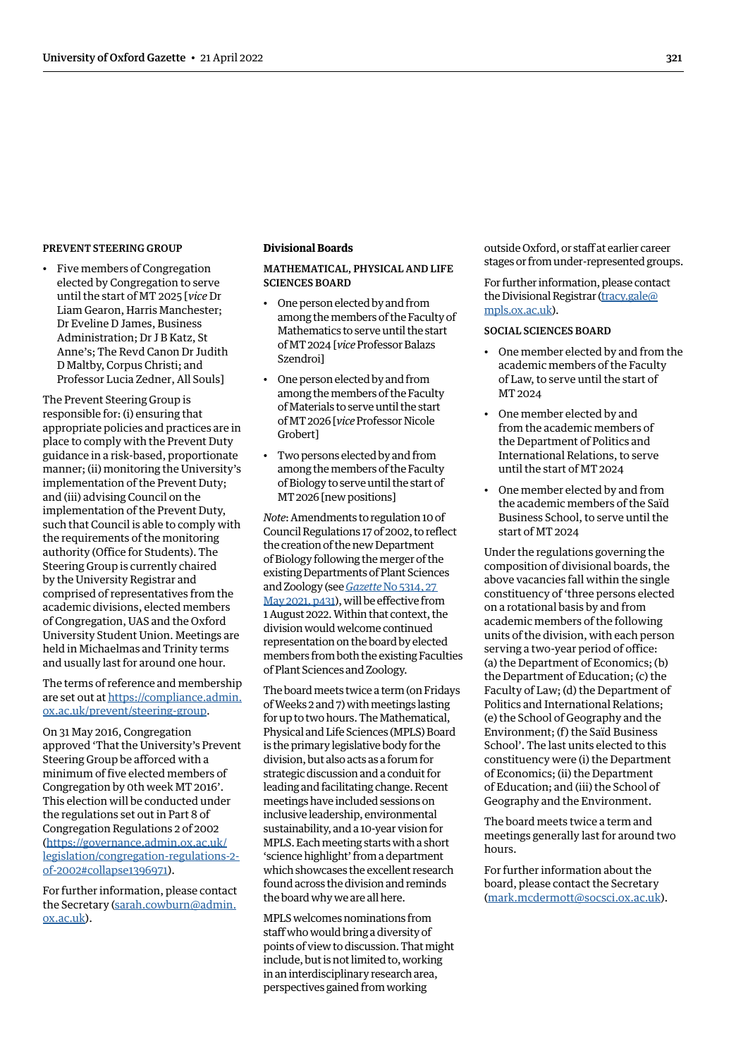#### PREVENT STEERING GROUP

- Five members of Congregation elected by Congregation to serve until the start of MT 2025 [*vice* Dr Liam Gearon, Harris Manchester; Dr Eveline D James, Business Administration; Dr J B Katz, St Anne's; The Revd Canon Dr Judith D Maltby, Corpus Christi; and Professor Lucia Zedner, All Souls]

The Prevent Steering Group is responsible for: (i) ensuring that appropriate policies and practices are in place to comply with the Prevent Duty guidance in a risk-based, proportionate manner; (ii) monitoring the University's implementation of the Prevent Duty; and (iii) advising Council on the implementation of the Prevent Duty, such that Council is able to comply with the requirements of the monitoring authority (Office for Students). The Steering Group is currently chaired by the University Registrar and comprised of representatives from the academic divisions, elected members of Congregation, UAS and the Oxford University Student Union. Meetings are held in Michaelmas and Trinity terms and usually last for around one hour.

The terms of reference and membership are set out at [https://compliance.admin.ox.ac.uk/prevent/steering-group](https://compliance.admin.ox.ac.uk/prevent/steering-group).

On 31 May 2016, Congregation approved 'That the University's Prevent Steering Group be afforced with a minimum of five elected members of Congregation by 0th week MT 2016'. This election will be conducted under the regulations set out in Part 8 of Congregation Regulations 2 of 2002 ([https://governance.admin.ox.ac.uk/legislation/congregation-regulations-2-of-2002#collapse1396971](https://governance.admin.ox.ac.uk/legislation/congregation-regulations-2-of-2002#collapse1396971)).

For further information, please contact the Secretary ([sarah.cowburn@admin.ox.ac.uk](mailto:sarah.cowburn@admin.ox.ac.uk)).

### Divisional Boards

#### MATHEMATICAL, PHYSICAL AND LIFE SCIENCES BOARD

- One person elected by and from among the members of the Faculty of Mathematics to serve until the start of MT 2024 [*vice* Professor Balazs Szendroi]
- One person elected by and from among the members of the Faculty of Materials to serve until the start of MT 2026 [*vice* Professor Nicole Grobert]
- Two persons elected by and from among the members of the Faculty of Biology to serve until the start of MT 2026 [new positions]

*Note*: Amendments to regulation 10 of Council Regulations 17 of 2002, to reflect the creation of the new Department of Biology following the merger of the existing Departments of Plant Sciences and Zoology (see *Gazette* No 5314, 27 May 2021, p431), will be effective from 1 August 2022. Within that context, the division would welcome continued representation on the board by elected members from both the existing Faculties of Plant Sciences and Zoology.

The board meets twice a term (on Fridays of Weeks 2 and 7) with meetings lasting for up to two hours. The Mathematical, Physical and Life Sciences (MPLS) Board is the primary legislative body for the division, but also acts as a forum for strategic discussion and a conduit for leading and facilitating change. Recent meetings have included sessions on inclusive leadership, environmental sustainability, and a 10-year vision for MPLS. Each meeting starts with a short 'science highlight' from a department which showcases the excellent research found across the division and reminds the board why we are all here.

MPLS welcomes nominations from staff who would bring a diversity of points of view to discussion. That might include, but is not limited to, working in an interdisciplinary research area, perspectives gained from working outside Oxford, or staff at earlier career stages or from under-represented groups.

For further information, please contact the Divisional Registrar ([tracy.gale@mpls.ox.ac.uk](mailto:tracy.gale@mpls.ox.ac.uk)).

#### SOCIAL SCIENCES BOARD

- One member elected by and from the academic members of the Faculty of Law, to serve until the start of MT 2024
- One member elected by and from the academic members of the Department of Politics and International Relations, to serve until the start of MT 2024
- One member elected by and from the academic members of the Saïd Business School, to serve until the start of MT 2024

Under the regulations governing the composition of divisional boards, the above vacancies fall within the single constituency of 'three persons elected on a rotational basis by and from academic members of the following units of the division, with each person serving a two-year period of office: (a) the Department of Economics; (b) the Department of Education; (c) the Faculty of Law; (d) the Department of Politics and International Relations; (e) the School of Geography and the Environment; (f) the Saïd Business School'. The last units elected to this constituency were (i) the Department of Economics; (ii) the Department of Education; and (iii) the School of Geography and the Environment.

The board meets twice a term and meetings generally last for around two hours.

For further information about the board, please contact the Secretary ([mark.mcdermott@socsci.ox.ac.uk](mailto:mark.mcdermott@socsci.ox.ac.uk)).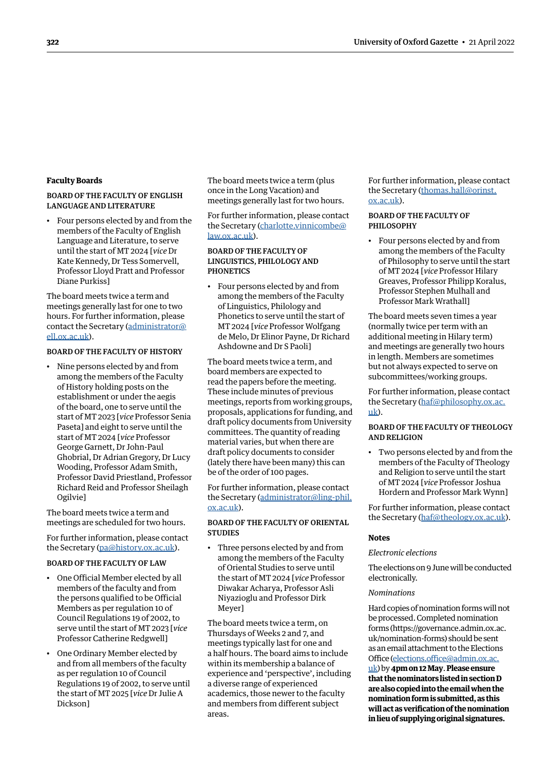## Faculty Boards

### BOARD OF THE FACULTY OF ENGLISH LANGUAGE AND LITERATURE

- Four persons elected by and from the members of the Faculty of English Language and Literature, to serve until the start of MT 2024 [*vice* Dr Kate Kennedy, Dr Tess Somervell, Professor Lloyd Pratt and Professor Diane Purkiss]

The board meets twice a term and meetings generally last for one to two hours. For further information, please contact the Secretary (administrator@ell.ox.ac.uk).

### BOARD OF THE FACULTY OF HISTORY

- Nine persons elected by and from among the members of the Faculty of History holding posts on the establishment or under the aegis of the board, one to serve until the start of MT 2023 [*vice* Professor Senia Paseta] and eight to serve until the start of MT 2024 [*vice* Professor George Garnett, Dr John-Paul Ghobrial, Dr Adrian Gregory, Dr Lucy Wooding, Professor Adam Smith, Professor David Priestland, Professor Richard Reid and Professor Sheilagh Ogilvie]

The board meets twice a term and meetings are scheduled for two hours.

For further information, please contact the Secretary (pa@history.ox.ac.uk).

### BOARD OF THE FACULTY OF LAW

- One Official Member elected by all members of the faculty and from the persons qualified to be Official Members as per regulation 10 of Council Regulations 19 of 2002, to serve until the start of MT 2023 [*vice* Professor Catherine Redgwell]
- One Ordinary Member elected by and from all members of the faculty as per regulation 10 of Council Regulations 19 of 2002, to serve until the start of MT 2025 [*vice* Dr Julie A Dickson]

The board meets twice a term (plus once in the Long Vacation) and meetings generally last for two hours.

For further information, please contact the Secretary (charlotte.vinnicombe@law.ox.ac.uk).

### BOARD OF THE FACULTY OF LINGUISTICS, PHILOLOGY AND PHONETICS

- Four persons elected by and from among the members of the Faculty of Linguistics, Philology and Phonetics to serve until the start of MT 2024 [*vice* Professor Wolfgang de Melo, Dr Elinor Payne, Dr Richard Ashdowne and Dr S Paoli]

The board meets twice a term, and board members are expected to read the papers before the meeting. These include minutes of previous meetings, reports from working groups, proposals, applications for funding, and draft policy documents from University committees. The quantity of reading material varies, but when there are draft policy documents to consider (lately there have been many) this can be of the order of 100 pages.

For further information, please contact the Secretary (administrator@ling-phil.ox.ac.uk).

### BOARD OF THE FACULTY OF ORIENTAL STUDIES

- Three persons elected by and from among the members of the Faculty of Oriental Studies to serve until the start of MT 2024 [*vice* Professor Diwakar Acharya, Professor Asli Niyazioglu and Professor Dirk Meyer]

The board meets twice a term, on Thursdays of Weeks 2 and 7, and meetings typically last for one and a half hours. The board aims to include within its membership a balance of experience and 'perspective', including a diverse range of experienced academics, those newer to the faculty and members from different subject areas.

For further information, please contact the Secretary (thomas.hall@orinst.ox.ac.uk).

### BOARD OF THE FACULTY OF PHILOSOPHY

- Four persons elected by and from among the members of the Faculty of Philosophy to serve until the start of MT 2024 [*vice* Professor Hilary Greaves, Professor Philipp Koralus, Professor Stephen Mulhall and Professor Mark Wrathall]

The board meets seven times a year (normally twice per term with an additional meeting in Hilary term) and meetings are generally two hours in length. Members are sometimes but not always expected to serve on subcommittees/working groups.

For further information, please contact the Secretary (haf@philosophy.ox.ac.uk).

### BOARD OF THE FACULTY OF THEOLOGY AND RELIGION

- Two persons elected by and from the members of the Faculty of Theology and Religion to serve until the start of MT 2024 [*vice* Professor Joshua Hordern and Professor Mark Wynn]

For further information, please contact the Secretary (haf@theology.ox.ac.uk).

## Notes

*Electronic elections*

The elections on 9 June will be conducted electronically.

*Nominations*

Hard copies of nomination forms will not be processed. Completed nomination forms (https://governance.admin.ox.ac.uk/nomination-forms) should be sent as an email attachment to the Elections Office (elections.office@admin.ox.ac.uk) by **4pm on 12 May. Please ensure that the nominators listed in section D are also copied into the email when the nomination form is submitted, as this will act as verification of the nomination in lieu of supplying original signatures.**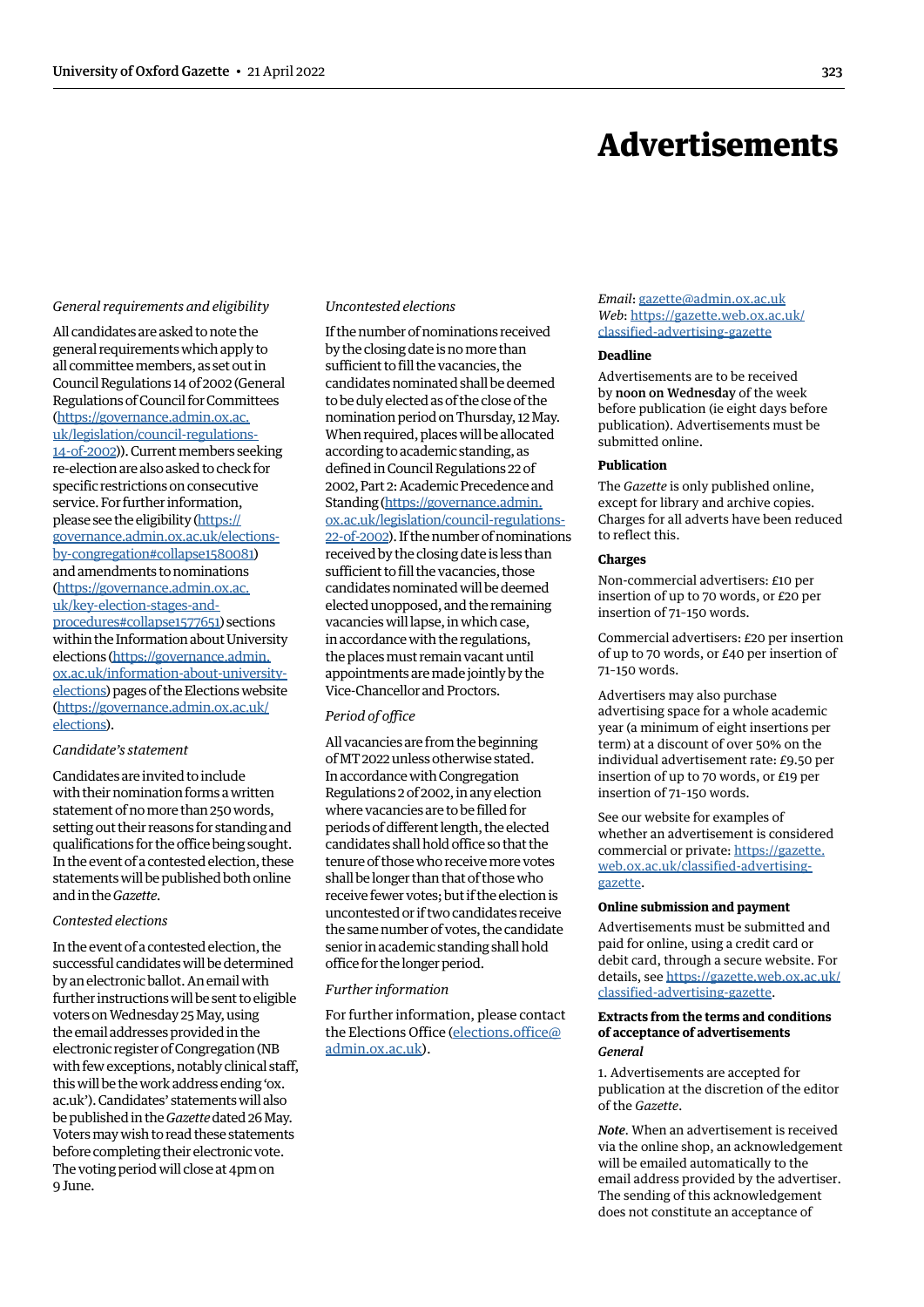*General requirements and eligibility*

All candidates are asked to note the general requirements which apply to all committee members, as set out in Council Regulations 14 of 2002 (General Regulations of Council for Committees (https://governance.admin.ox.ac.uk/legislation/council-regulations-14-of-2002)). Current members seeking re-election are also asked to check for specific restrictions on consecutive service. For further information, please see the eligibility (https://governance.admin.ox.ac.uk/elections-by-congregation#collapse1580081) and amendments to nominations (https://governance.admin.ox.ac.uk/key-election-stages-and-procedures#collapse1577651) sections within the Information about University elections (https://governance.admin.ox.ac.uk/information-about-university-elections) pages of the Elections website (https://governance.admin.ox.ac.uk/elections).

*Candidate's statement*

Candidates are invited to include with their nomination forms a written statement of no more than 250 words, setting out their reasons for standing and qualifications for the office being sought. In the event of a contested election, these statements will be published both online and in the *Gazette*.

*Contested elections*

In the event of a contested election, the successful candidates will be determined by an electronic ballot. An email with further instructions will be sent to eligible voters on Wednesday 25 May, using the email addresses provided in the electronic register of Congregation (NB with few exceptions, notably clinical staff, this will be the work address ending 'ox.ac.uk'). Candidates' statements will also be published in the *Gazette* dated 26 May. Voters may wish to read these statements before completing their electronic vote. The voting period will close at 4pm on 9 June.

*Uncontested elections*

If the number of nominations received by the closing date is no more than sufficient to fill the vacancies, the candidates nominated shall be deemed to be duly elected as of the close of the nomination period on Thursday, 12 May. When required, places will be allocated according to academic standing, as defined in Council Regulations 22 of 2002, Part 2: Academic Precedence and Standing (https://governance.admin.ox.ac.uk/legislation/council-regulations-22-of-2002). If the number of nominations received by the closing date is less than sufficient to fill the vacancies, those candidates nominated will be deemed elected unopposed, and the remaining vacancies will lapse, in which case, in accordance with the regulations, the places must remain vacant until appointments are made jointly by the Vice-Chancellor and Proctors.

*Period of office*

All vacancies are from the beginning of MT 2022 unless otherwise stated. In accordance with Congregation Regulations 2 of 2002, in any election where vacancies are to be filled for periods of different length, the elected candidates shall hold office so that the tenure of those who receive more votes shall be longer than that of those who receive fewer votes; but if the election is uncontested or if two candidates receive the same number of votes, the candidate senior in academic standing shall hold office for the longer period.

*Further information*

For further information, please contact the Elections Office (elections.office@admin.ox.ac.uk).

# Advertisements

*Email*: gazette@admin.ox.ac.uk
*Web*: https://gazette.web.ox.ac.uk/classified-advertising-gazette

### Deadline

Advertisements are to be received by **noon on Wednesday** of the week before publication (ie eight days before publication). Advertisements must be submitted online.

### Publication

The *Gazette* is only published online, except for library and archive copies. Charges for all adverts have been reduced to reflect this.

### Charges

Non-commercial advertisers: £10 per insertion of up to 70 words, or £20 per insertion of 71-150 words.

Commercial advertisers: £20 per insertion of up to 70 words, or £40 per insertion of 71-150 words.

Advertisers may also purchase advertising space for a whole academic year (a minimum of eight insertions per term) at a discount of over 50% on the individual advertisement rate: £9.50 per insertion of up to 70 words, or £19 per insertion of 71-150 words.

See our website for examples of whether an advertisement is considered commercial or private: https://gazette.web.ox.ac.uk/classified-advertising-gazette.

### Online submission and payment

Advertisements must be submitted and paid for online, using a credit card or debit card, through a secure website. For details, see https://gazette.web.ox.ac.uk/classified-advertising-gazette.

### Extracts from the terms and conditions of acceptance of advertisements

***General***

1. Advertisements are accepted for publication at the discretion of the editor of the *Gazette*.

***Note***. When an advertisement is received via the online shop, an acknowledgement will be emailed automatically to the email address provided by the advertiser. The sending of this acknowledgement does not constitute an acceptance of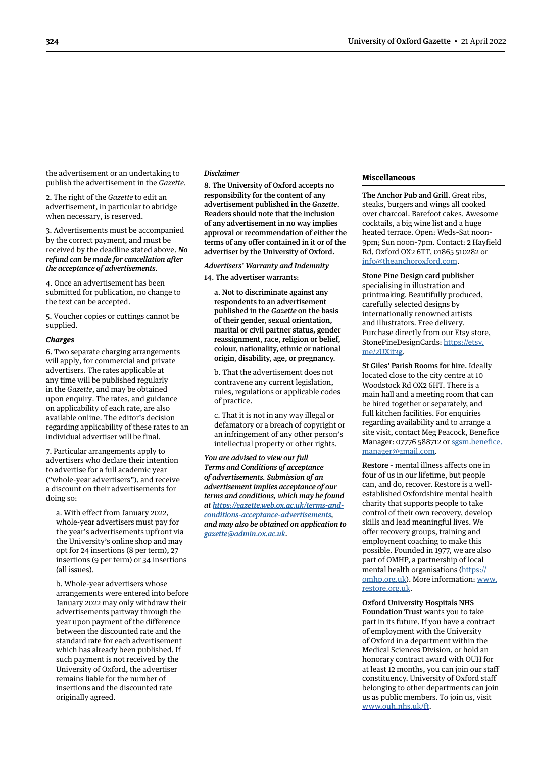the advertisement or an undertaking to publish the advertisement in the *Gazette*.

2. The right of the *Gazette* to edit an advertisement, in particular to abridge when necessary, is reserved.

3. Advertisements must be accompanied by the correct payment, and must be received by the deadline stated above. ***No refund can be made for cancellation after the acceptance of advertisements***.

4. Once an advertisement has been submitted for publication, no change to the text can be accepted.

5. Voucher copies or cuttings cannot be supplied.

***Charges***

6. Two separate charging arrangements will apply, for commercial and private advertisers. The rates applicable at any time will be published regularly in the *Gazette*, and may be obtained upon enquiry. The rates, and guidance on applicability of each rate, are also available online. The editor's decision regarding applicability of these rates to an individual advertiser will be final.

7. Particular arrangements apply to advertisers who declare their intention to advertise for a full academic year ("whole-year advertisers"), and receive a discount on their advertisements for doing so:

a. With effect from January 2022, whole-year advertisers must pay for the year's advertisements upfront via the University's online shop and may opt for 24 insertions (8 per term), 27 insertions (9 per term) or 34 insertions (all issues).

b. Whole-year advertisers whose arrangements were entered into before January 2022 may only withdraw their advertisements partway through the year upon payment of the difference between the discounted rate and the standard rate for each advertisement which has already been published. If such payment is not received by the University of Oxford, the advertiser remains liable for the number of insertions and the discounted rate originally agreed.

*Disclaimer*

**8. The University of Oxford accepts no responsibility for the content of any advertisement published in the *Gazette*. Readers should note that the inclusion of any advertisement in no way implies approval or recommendation of either the terms of any offer contained in it or of the advertiser by the University of Oxford.**

*Advertisers' Warranty and Indemnity*

**14. The advertiser warrants:**

**a. Not to discriminate against any respondents to an advertisement published in the *Gazette* on the basis of their gender, sexual orientation, marital or civil partner status, gender reassignment, race, religion or belief, colour, nationality, ethnic or national origin, disability, age, or pregnancy.**

b. That the advertisement does not contravene any current legislation, rules, regulations or applicable codes of practice.

c. That it is not in any way illegal or defamatory or a breach of copyright or an infringement of any other person's intellectual property or other rights.

***You are advised to view our full Terms and Conditions of acceptance of advertisements. Submission of an advertisement implies acceptance of our terms and conditions, which may be found at https://gazette.web.ox.ac.uk/terms-and-conditions-acceptance-advertisements, and may also be obtained on application to gazette@admin.ox.ac.uk.***

## Miscellaneous

**The Anchor Pub and Grill.** Great ribs, steaks, burgers and wings all cooked over charcoal. Barefoot cakes. Awesome cocktails, a big wine list and a huge heated terrace. Open: Weds-Sat noon-9pm; Sun noon-7pm. Contact: 2 Hayfield Rd, Oxford OX2 6TT, 01865 510282 or info@theanchoroxford.com.

**Stone Pine Design card publisher** specialising in illustration and printmaking. Beautifully produced, carefully selected designs by internationally renowned artists and illustrators. Free delivery. Purchase directly from our Etsy store, StonePineDesignCards: https://etsy.me/2UXit3g.

**St Giles' Parish Rooms for hire.** Ideally located close to the city centre at 10 Woodstock Rd OX2 6HT. There is a main hall and a meeting room that can be hired together or separately, and full kitchen facilities. For enquiries regarding availability and to arrange a site visit, contact Meg Peacock, Benefice Manager: 07776 588712 or sgsm.benefice.manager@gmail.com.

**Restore** - mental illness affects one in four of us in our lifetime, but people can, and do, recover. Restore is a well-established Oxfordshire mental health charity that supports people to take control of their own recovery, develop skills and lead meaningful lives. We offer recovery groups, training and employment coaching to make this possible. Founded in 1977, we are also part of OMHP, a partnership of local mental health organisations (https://omhp.org.uk). More information: www.restore.org.uk.

**Oxford University Hospitals NHS Foundation Trust** wants you to take part in its future. If you have a contract of employment with the University of Oxford in a department within the Medical Sciences Division, or hold an honorary contract award with OUH for at least 12 months, you can join our staff constituency. University of Oxford staff belonging to other departments can join us as public members. To join us, visit www.ouh.nhs.uk/ft.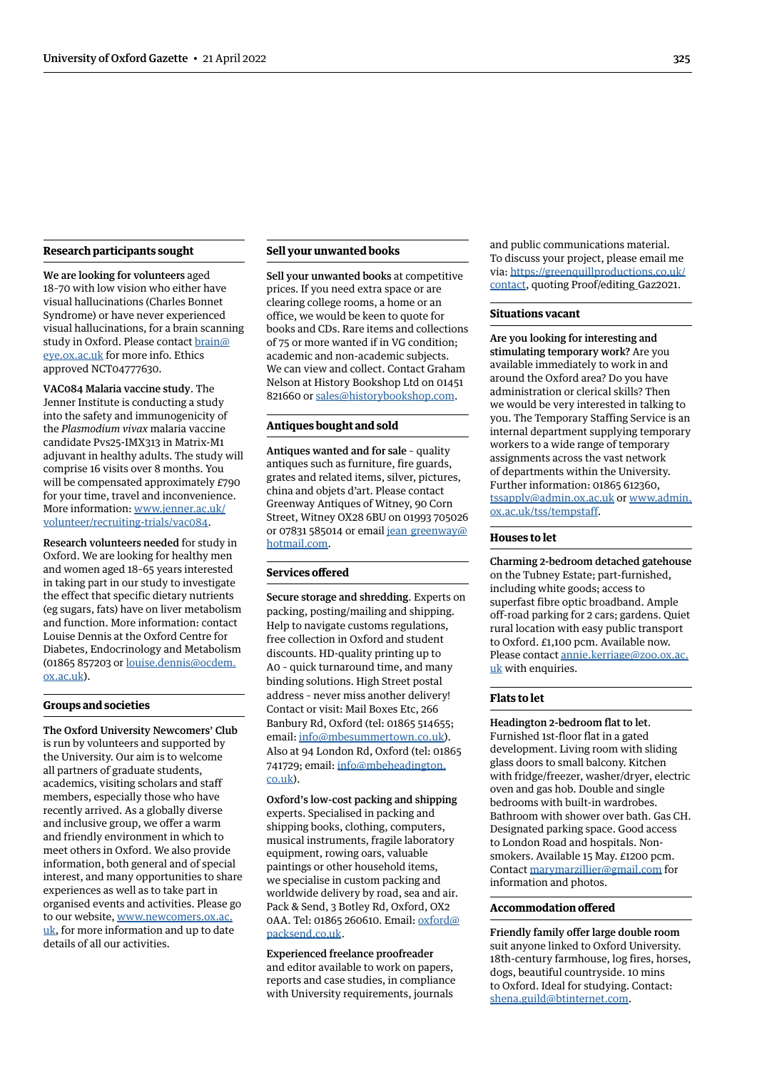## Research participants sought

**We are looking for volunteers** aged 18–70 with low vision who either have visual hallucinations (Charles Bonnet Syndrome) or have never experienced visual hallucinations, for a brain scanning study in Oxford. Please contact brain@eye.ox.ac.uk for more info. Ethics approved NCT04777630.

**VAC084 Malaria vaccine study**. The Jenner Institute is conducting a study into the safety and immunogenicity of the *Plasmodium vivax* malaria vaccine candidate Pvs25-IMX313 in Matrix-M1 adjuvant in healthy adults. The study will comprise 16 visits over 8 months. You will be compensated approximately £790 for your time, travel and inconvenience. More information: www.jenner.ac.uk/volunteer/recruiting-trials/vac084.

**Research volunteers needed** for study in Oxford. We are looking for healthy men and women aged 18–65 years interested in taking part in our study to investigate the effect that specific dietary nutrients (eg sugars, fats) have on liver metabolism and function. More information: contact Louise Dennis at the Oxford Centre for Diabetes, Endocrinology and Metabolism (01865 857203 or louise.dennis@ocdem.ox.ac.uk).

## Groups and societies

**The Oxford University Newcomers' Club** is run by volunteers and supported by the University. Our aim is to welcome all partners of graduate students, academics, visiting scholars and staff members, especially those who have recently arrived. As a globally diverse and inclusive group, we offer a warm and friendly environment in which to meet others in Oxford. We also provide information, both general and of special interest, and many opportunities to share experiences as well as to take part in organised events and activities. Please go to our website, www.newcomers.ox.ac.uk, for more information and up to date details of all our activities.

## Sell your unwanted books

**Sell your unwanted books** at competitive prices. If you need extra space or are clearing college rooms, a home or an office, we would be keen to quote for books and CDs. Rare items and collections of 75 or more wanted if in VG condition; academic and non-academic subjects. We can view and collect. Contact Graham Nelson at History Bookshop Ltd on 01451 821660 or sales@historybookshop.com.

## Antiques bought and sold

**Antiques wanted and for sale** – quality antiques such as furniture, fire guards, grates and related items, silver, pictures, china and objets d'art. Please contact Greenway Antiques of Witney, 90 Corn Street, Witney OX28 6BU on 01993 705026 or 07831 585014 or email jean_greenway@hotmail.com.

## Services offered

**Secure storage and shredding**. Experts on packing, posting/mailing and shipping. Help to navigate customs regulations, free collection in Oxford and student discounts. HD-quality printing up to A0 – quick turnaround time, and many binding solutions. High Street postal address – never miss another delivery! Contact or visit: Mail Boxes Etc, 266 Banbury Rd, Oxford (tel: 01865 514655; email: info@mbesummertown.co.uk). Also at 94 London Rd, Oxford (tel: 01865 741729; email: info@mbeheadington.co.uk).

**Oxford's low-cost packing and shipping** experts. Specialised in packing and shipping books, clothing, computers, musical instruments, fragile laboratory equipment, rowing oars, valuable paintings or other household items, we specialise in custom packing and worldwide delivery by road, sea and air. Pack & Send, 3 Botley Rd, Oxford, OX2 0AA. Tel: 01865 260610. Email: oxford@packsend.co.uk.

**Experienced freelance proofreader** and editor available to work on papers, reports and case studies, in compliance with University requirements, journals and public communications material. To discuss your project, please email me via: https://greenquillproductions.co.uk/contact, quoting Proof/editing_Gaz2021.

## Situations vacant

**Are you looking for interesting and stimulating temporary work?** Are you available immediately to work in and around the Oxford area? Do you have administration or clerical skills? Then we would be very interested in talking to you. The Temporary Staffing Service is an internal department supplying temporary workers to a wide range of temporary assignments across the vast network of departments within the University. Further information: 01865 612360, tssapply@admin.ox.ac.uk or www.admin.ox.ac.uk/tss/tempstaff.

## Houses to let

**Charming 2-bedroom detached gatehouse** on the Tubney Estate; part-furnished, including white goods; access to superfast fibre optic broadband. Ample off-road parking for 2 cars; gardens. Quiet rural location with easy public transport to Oxford. £1,100 pcm. Available now. Please contact annie.kerriage@zoo.ox.ac.uk with enquiries.

## Flats to let

**Headington 2-bedroom flat to let**. Furnished 1st-floor flat in a gated development. Living room with sliding glass doors to small balcony. Kitchen with fridge/freezer, washer/dryer, electric oven and gas hob. Double and single bedrooms with built-in wardrobes. Bathroom with shower over bath. Gas CH. Designated parking space. Good access to London Road and hospitals. Non-smokers. Available 15 May. £1200 pcm. Contact marymarzillier@gmail.com for information and photos.

## Accommodation offered

**Friendly family offer large double room** suit anyone linked to Oxford University. 18th-century farmhouse, log fires, horses, dogs, beautiful countryside. 10 mins to Oxford. Ideal for studying. Contact: shena.guild@btinternet.com.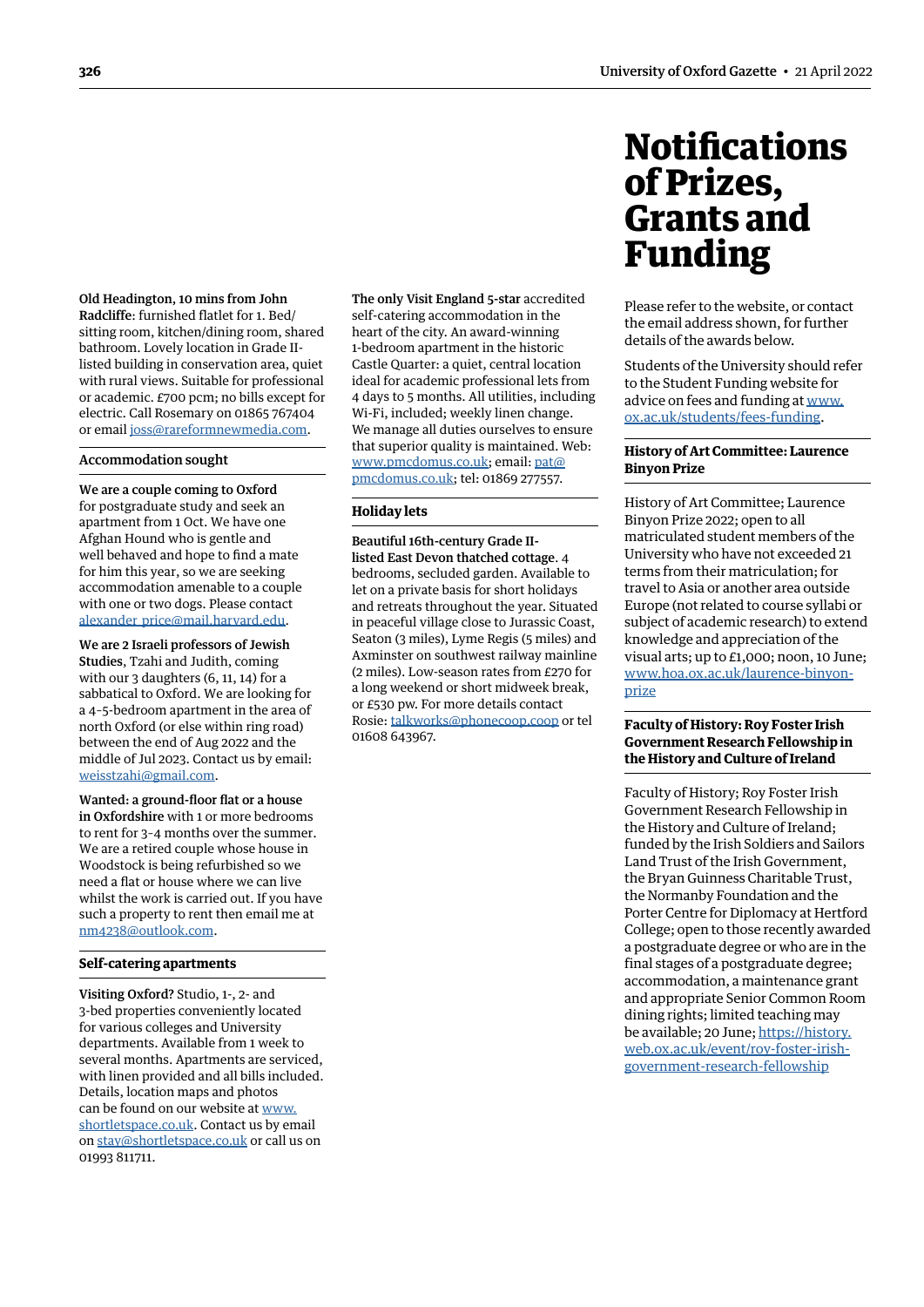**Old Headington, 10 mins from John Radcliffe**: furnished flatlet for 1. Bed/sitting room, kitchen/dining room, shared bathroom. Lovely location in Grade II-listed building in conservation area, quiet with rural views. Suitable for professional or academic. £700 pcm; no bills except for electric. Call Rosemary on 01865 767404 or email joss@rareformnewmedia.com.

### Accommodation sought

**We are a couple coming to Oxford** for postgraduate study and seek an apartment from 1 Oct. We have one Afghan Hound who is gentle and well behaved and hope to find a mate for him this year, so we are seeking accommodation amenable to a couple with one or two dogs. Please contact alexander_price@mail.harvard.edu.

**We are 2 Israeli professors of Jewish Studies**, Tzahi and Judith, coming with our 3 daughters (6, 11, 14) for a sabbatical to Oxford. We are looking for a 4-5-bedroom apartment in the area of north Oxford (or else within ring road) between the end of Aug 2022 and the middle of Jul 2023. Contact us by email: weisstzahi@gmail.com.

**Wanted: a ground-floor flat or a house in Oxfordshire** with 1 or more bedrooms to rent for 3–4 months over the summer. We are a retired couple whose house in Woodstock is being refurbished so we need a flat or house where we can live whilst the work is carried out. If you have such a property to rent then email me at nm4238@outlook.com.

### Self-catering apartments

**Visiting Oxford?** Studio, 1-, 2- and 3-bed properties conveniently located for various colleges and University departments. Available from 1 week to several months. Apartments are serviced, with linen provided and all bills included. Details, location maps and photos can be found on our website at www.shortletspace.co.uk. Contact us by email on stay@shortletspace.co.uk or call us on 01993 811711.

**The only Visit England 5-star** accredited self-catering accommodation in the heart of the city. An award-winning 1-bedroom apartment in the historic Castle Quarter: a quiet, central location ideal for academic professional lets from 4 days to 5 months. All utilities, including Wi-Fi, included; weekly linen change. We manage all duties ourselves to ensure that superior quality is maintained. Web: www.pmcdomus.co.uk; email: pat@pmcdomus.co.uk; tel: 01869 277557.

### Holiday lets

**Beautiful 16th-century Grade II-listed East Devon thatched cottage.** 4 bedrooms, secluded garden. Available to let on a private basis for short holidays and retreats throughout the year. Situated in peaceful village close to Jurassic Coast, Seaton (3 miles), Lyme Regis (5 miles) and Axminster on southwest railway mainline (2 miles). Low-season rates from £270 for a long weekend or short midweek break, or £530 pw. For more details contact Rosie: talkworks@phonecoop.coop or tel 01608 643967.

# Notifications of Prizes, Grants and Funding

Please refer to the website, or contact the email address shown, for further details of the awards below.

Students of the University should refer to the Student Funding website for advice on fees and funding at www.ox.ac.uk/students/fees-funding.

### History of Art Committee: Laurence Binyon Prize

History of Art Committee; Laurence Binyon Prize 2022; open to all matriculated student members of the University who have not exceeded 21 terms from their matriculation; for travel to Asia or another area outside Europe (not related to course syllabi or subject of academic research) to extend knowledge and appreciation of the visual arts; up to £1,000; noon, 10 June; www.hoa.ox.ac.uk/laurence-binyon-prize

### Faculty of History: Roy Foster Irish Government Research Fellowship in the History and Culture of Ireland

Faculty of History; Roy Foster Irish Government Research Fellowship in the History and Culture of Ireland; funded by the Irish Soldiers and Sailors Land Trust of the Irish Government, the Bryan Guinness Charitable Trust, the Normanby Foundation and the Porter Centre for Diplomacy at Hertford College; open to those recently awarded a postgraduate degree or who are in the final stages of a postgraduate degree; accommodation, a maintenance grant and appropriate Senior Common Room dining rights; limited teaching may be available; 20 June; https://history.web.ox.ac.uk/event/roy-foster-irish-government-research-fellowship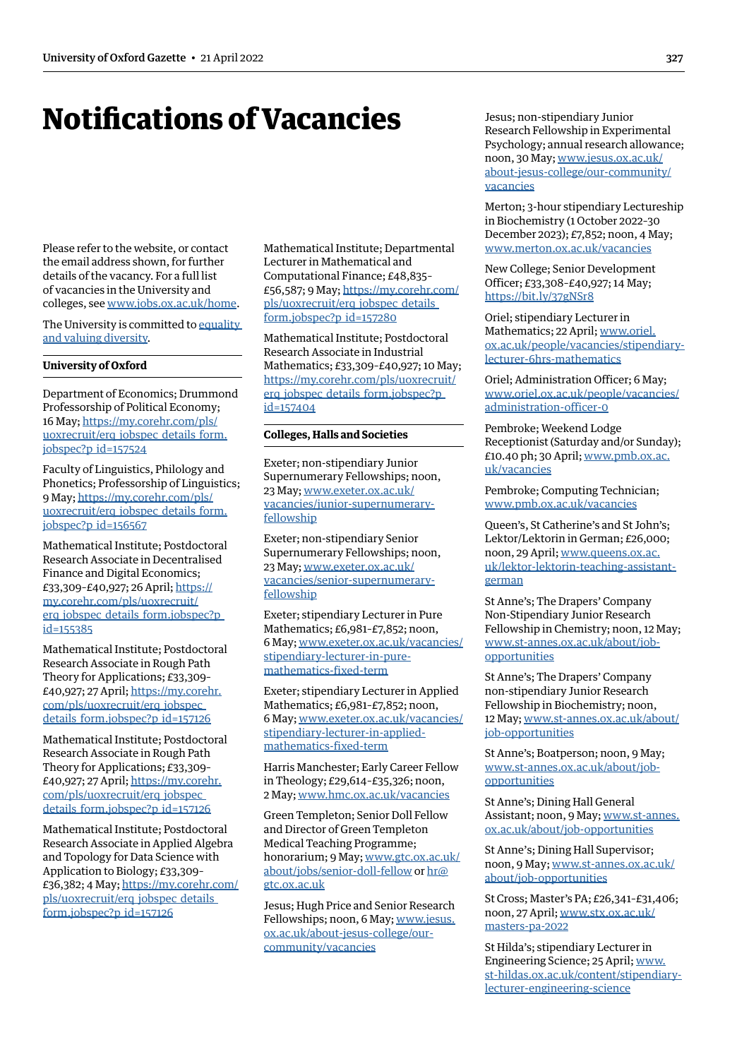# Notifications of Vacancies

Please refer to the website, or contact the email address shown, for further details of the vacancy. For a full list of vacancies in the University and colleges, see www.jobs.ox.ac.uk/home.

The University is committed to equality and valuing diversity.

### University of Oxford

Department of Economics; Drummond Professorship of Political Economy; 16 May; https://my.corehr.com/pls/uoxrecruit/erq_jobspec_details_form.jobspec?p_id=157524

Faculty of Linguistics, Philology and Phonetics; Professorship of Linguistics; 9 May; https://my.corehr.com/pls/uoxrecruit/erq_jobspec_details_form.jobspec?p_id=156567

Mathematical Institute; Postdoctoral Research Associate in Decentralised Finance and Digital Economics; £33,309–£40,927; 26 April; https://my.corehr.com/pls/uoxrecruit/erq_jobspec_details_form.jobspec?p_id=155385

Mathematical Institute; Postdoctoral Research Associate in Rough Path Theory for Applications; £33,309–£40,927; 27 April; https://my.corehr.com/pls/uoxrecruit/erq_jobspec_details_form.jobspec?p_id=157126

Mathematical Institute; Postdoctoral Research Associate in Rough Path Theory for Applications; £33,309–£40,927; 27 April; https://my.corehr.com/pls/uoxrecruit/erq_jobspec_details_form.jobspec?p_id=157126

Mathematical Institute; Postdoctoral Research Associate in Applied Algebra and Topology for Data Science with Application to Biology; £33,309–£36,382; 4 May; https://my.corehr.com/pls/uoxrecruit/erq_jobspec_details_form.jobspec?p_id=157126

Mathematical Institute; Departmental Lecturer in Mathematical and Computational Finance; £48,835–£56,587; 9 May; https://my.corehr.com/pls/uoxrecruit/erq_jobspec_details_form.jobspec?p_id=157280

Mathematical Institute; Postdoctoral Research Associate in Industrial Mathematics; £33,309–£40,927; 10 May; https://my.corehr.com/pls/uoxrecruit/erq_jobspec_details_form.jobspec?p_id=157404

### Colleges, Halls and Societies

Exeter; non-stipendiary Junior Supernumerary Fellowships; noon, 23 May; www.exeter.ox.ac.uk/vacancies/junior-supernumerary-fellowship

Exeter; non-stipendiary Senior Supernumerary Fellowships; noon, 23 May; www.exeter.ox.ac.uk/vacancies/senior-supernumerary-fellowship

Exeter; stipendiary Lecturer in Pure Mathematics; £6,981–£7,852; noon, 6 May; www.exeter.ox.ac.uk/vacancies/stipendiary-lecturer-in-pure-mathematics-fixed-term

Exeter; stipendiary Lecturer in Applied Mathematics; £6,981–£7,852; noon, 6 May; www.exeter.ox.ac.uk/vacancies/stipendiary-lecturer-in-applied-mathematics-fixed-term

Harris Manchester; Early Career Fellow in Theology; £29,614–£35,326; noon, 2 May; www.hmc.ox.ac.uk/vacancies

Green Templeton; Senior Doll Fellow and Director of Green Templeton Medical Teaching Programme; honorarium; 9 May; www.gtc.ox.ac.uk/about/jobs/senior-doll-fellow or hr@gtc.ox.ac.uk

Jesus; Hugh Price and Senior Research Fellowships; noon, 6 May; www.jesus.ox.ac.uk/about-jesus-college/our-community/vacancies

Jesus; non-stipendiary Junior Research Fellowship in Experimental Psychology; annual research allowance; noon, 30 May; www.jesus.ox.ac.uk/about-jesus-college/our-community/vacancies

Merton; 3-hour stipendiary Lectureship in Biochemistry (1 October 2022–30 December 2023); £7,852; noon, 4 May; www.merton.ox.ac.uk/vacancies

New College; Senior Development Officer; £33,308–£40,927; 14 May; https://bit.ly/37gNSr8

Oriel; stipendiary Lecturer in Mathematics; 22 April; www.oriel.ox.ac.uk/people/vacancies/stipendiary-lecturer-6hrs-mathematics

Oriel; Administration Officer; 6 May; www.oriel.ox.ac.uk/people/vacancies/administration-officer-0

Pembroke; Weekend Lodge Receptionist (Saturday and/or Sunday); £10.40 ph; 30 April; www.pmb.ox.ac.uk/vacancies

Pembroke; Computing Technician; www.pmb.ox.ac.uk/vacancies

Queen's, St Catherine's and St John's; Lektor/Lektorin in German; £26,000; noon, 29 April; www.queens.ox.ac.uk/lektor-lektorin-teaching-assistant-german

St Anne's; The Drapers' Company Non-Stipendiary Junior Research Fellowship in Chemistry; noon, 12 May; www.st-annes.ox.ac.uk/about/job-opportunities

St Anne's; The Drapers' Company non-stipendiary Junior Research Fellowship in Biochemistry; noon, 12 May; www.st-annes.ox.ac.uk/about/job-opportunities

St Anne's; Boatperson; noon, 9 May; www.st-annes.ox.ac.uk/about/job-opportunities

St Anne's; Dining Hall General Assistant; noon, 9 May; www.st-annes.ox.ac.uk/about/job-opportunities

St Anne's; Dining Hall Supervisor; noon, 9 May; www.st-annes.ox.ac.uk/about/job-opportunities

St Cross; Master's PA; £26,341–£31,406; noon, 27 April; www.stx.ox.ac.uk/masters-pa-2022

St Hilda's; stipendiary Lecturer in Engineering Science; 25 April; www.st-hildas.ox.ac.uk/content/stipendiary-lecturer-engineering-science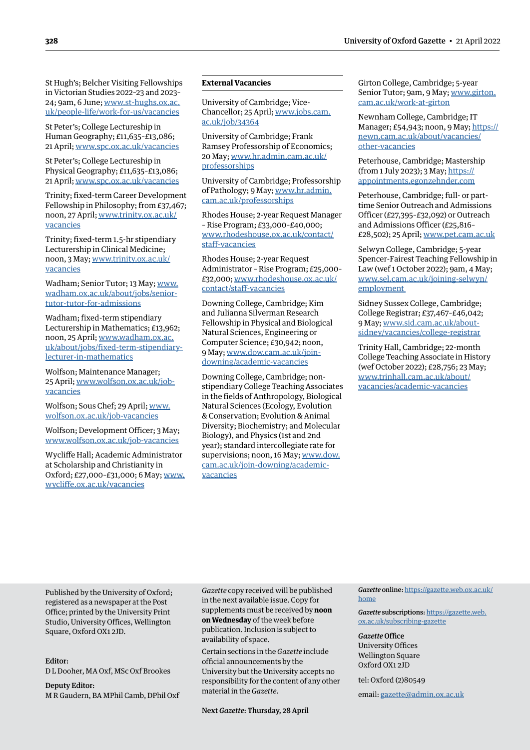St Hugh's; Belcher Visiting Fellowships in Victorian Studies 2022-23 and 2023-24; 9am, 6 June; www.st-hughs.ox.ac.uk/people-life/work-for-us/vacancies

St Peter's; College Lectureship in Human Geography; £11,635-£13,086; 21 April; www.spc.ox.ac.uk/vacancies

St Peter's; College Lectureship in Physical Geography; £11,635-£13,086; 21 April; www.spc.ox.ac.uk/vacancies

Trinity; fixed-term Career Development Fellowship in Philosophy; from £37,467; noon, 27 April; www.trinity.ox.ac.uk/vacancies

Trinity; fixed-term 1.5-hr stipendiary Lecturership in Clinical Medicine; noon, 3 May; www.trinity.ox.ac.uk/vacancies

Wadham; Senior Tutor; 13 May; www.wadham.ox.ac.uk/about/jobs/senior-tutor-tutor-for-admissions

Wadham; fixed-term stipendiary Lecturership in Mathematics; £13,962; noon, 25 April; www.wadham.ox.ac.uk/about/jobs/fixed-term-stipendiary-lecturer-in-mathematics

Wolfson; Maintenance Manager; 25 April; www.wolfson.ox.ac.uk/job-vacancies

Wolfson; Sous Chef; 29 April; www.wolfson.ox.ac.uk/job-vacancies

Wolfson; Development Officer; 3 May; www.wolfson.ox.ac.uk/job-vacancies

Wycliffe Hall; Academic Administrator at Scholarship and Christianity in Oxford; £27,000-£31,000; 6 May; www.wycliffe.ox.ac.uk/vacancies

## External Vacancies

University of Cambridge; Vice-Chancellor; 25 April; www.jobs.cam.ac.uk/job/34364

University of Cambridge; Frank Ramsey Professorship of Economics; 20 May; www.hr.admin.cam.ac.uk/professorships

University of Cambridge; Professorship of Pathology; 9 May; www.hr.admin.cam.ac.uk/professorships

Rhodes House; 2-year Request Manager - Rise Program; £33,000-£40,000; www.rhodeshouse.ox.ac.uk/contact/staff-vacancies

Rhodes House; 2-year Request Administrator - Rise Program; £25,000-£32,000; www.rhodeshouse.ox.ac.uk/contact/staff-vacancies

Downing College, Cambridge; Kim and Julianna Silverman Research Fellowship in Physical and Biological Natural Sciences, Engineering or Computer Science; £30,942; noon, 9 May; www.dow.cam.ac.uk/join-downing/academic-vacancies

Downing College, Cambridge; non-stipendiary College Teaching Associates in the fields of Anthropology, Biological Natural Sciences (Ecology, Evolution & Conservation; Evolution & Animal Diversity; Biochemistry; and Molecular Biology), and Physics (1st and 2nd year); standard intercollegiate rate for supervisions; noon, 16 May; www.dow.cam.ac.uk/join-downing/academic-vacancies

Girton College, Cambridge; 5-year Senior Tutor; 9am, 9 May; www.girton.cam.ac.uk/work-at-girton

Newnham College, Cambridge; IT Manager; £54,943; noon, 9 May; https://newn.cam.ac.uk/about/vacancies/other-vacancies

Peterhouse, Cambridge; Mastership (from 1 July 2023); 3 May; https://appointments.egonzehnder.com

Peterhouse, Cambridge; full- or part-time Senior Outreach and Admissions Officer (£27,395-£32,092) or Outreach and Admissions Officer (£25,816-£28,502); 25 April; www.pet.cam.ac.uk

Selwyn College, Cambridge; 5-year Spencer-Fairest Teaching Fellowship in Law (wef 1 October 2022); 9am, 4 May; www.sel.cam.ac.uk/joining-selwyn/employment

Sidney Sussex College, Cambridge; College Registrar; £37,467-£46,042; 9 May; www.sid.cam.ac.uk/about-sidney/vacancies/college-registrar

Trinity Hall, Cambridge; 22-month College Teaching Associate in History (wef October 2022); £28,756; 23 May; www.trinhall.cam.ac.uk/about/vacancies/academic-vacancies

---

Published by the University of Oxford; registered as a newspaper at the Post Office; printed by the University Print Studio, University Offices, Wellington Square, Oxford OX1 2JD.

**Editor:**
D L Dooher, MA Oxf, MSc Oxf Brookes

**Deputy Editor:**
M R Gaudern, BA MPhil Camb, DPhil Oxf

*Gazette* copy received will be published in the next available issue. Copy for supplements must be received by **noon on Wednesday** of the week before publication. Inclusion is subject to availability of space.

Certain sections in the *Gazette* include official announcements by the University but the University accepts no responsibility for the content of any other material in the *Gazette*.

**Next *Gazette*: Thursday, 28 April**

***Gazette* online:** https://gazette.web.ox.ac.uk/home

***Gazette* subscriptions:** https://gazette.web.ox.ac.uk/subscribing-gazette

***Gazette* Office**
University Offices
Wellington Square
Oxford OX1 2JD

tel: Oxford (2)80549

email: gazette@admin.ox.ac.uk